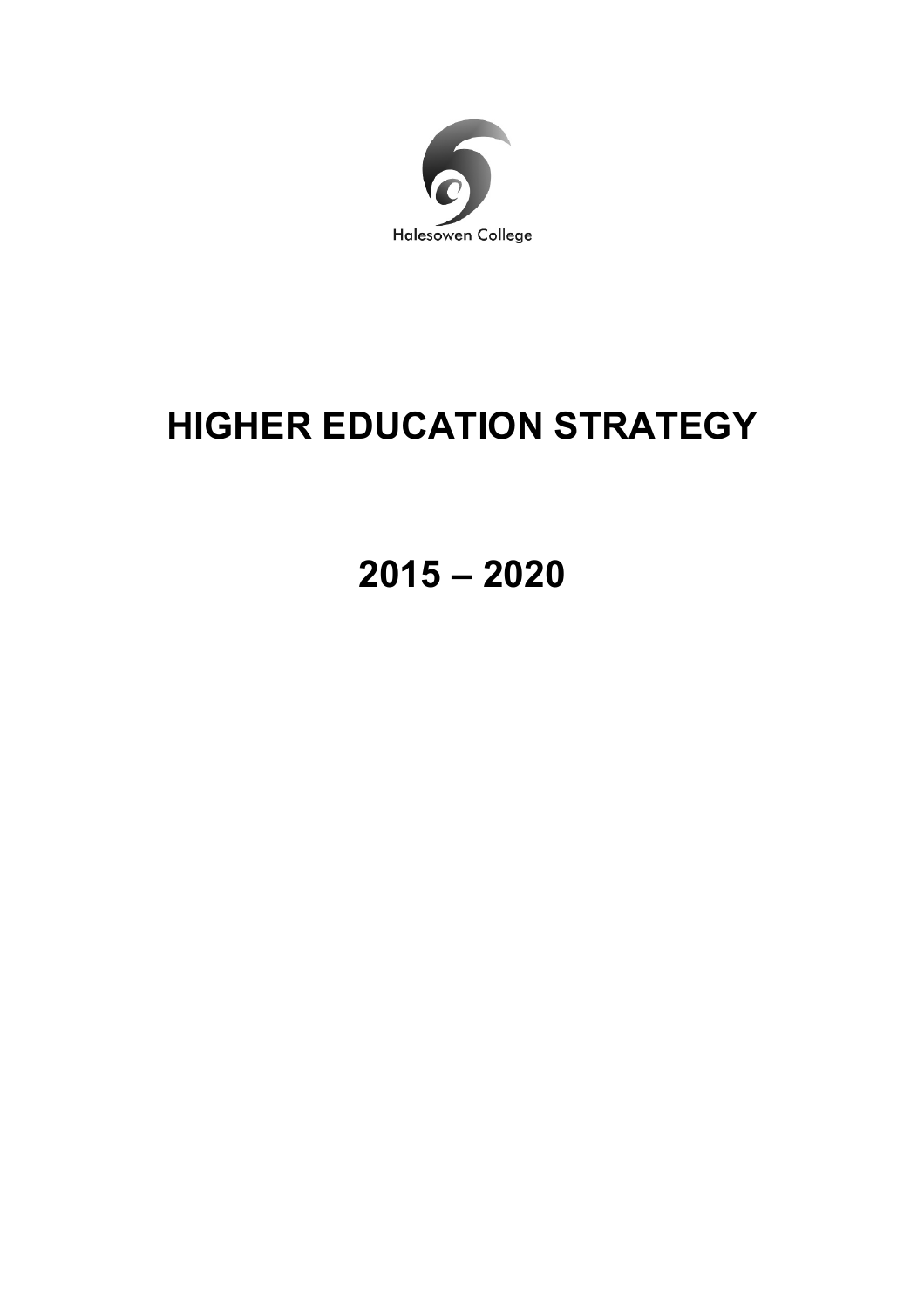Halesowen College

# HIGHER EDUCATION STRATEGY

## 2015 – 2020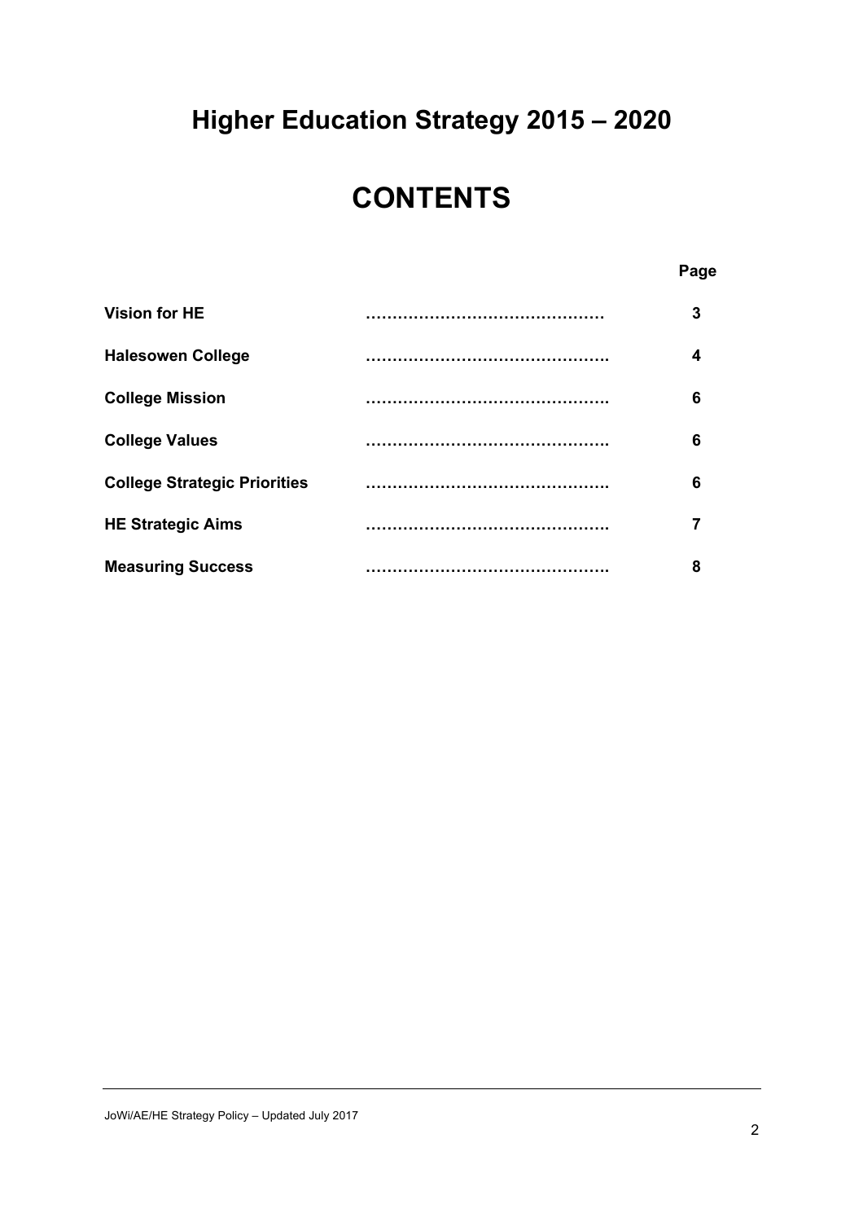# Higher Education Strategy 2015 – 2020

# CONTENTS

| | Page |
|---|---|
| **Vision for HE** | 3 |
| **Halesowen College** | 4 |
| **College Mission** | 6 |
| **College Values** | 6 |
| **College Strategic Priorities** | 6 |
| **HE Strategic Aims** | 7 |
| **Measuring Success** | 8 |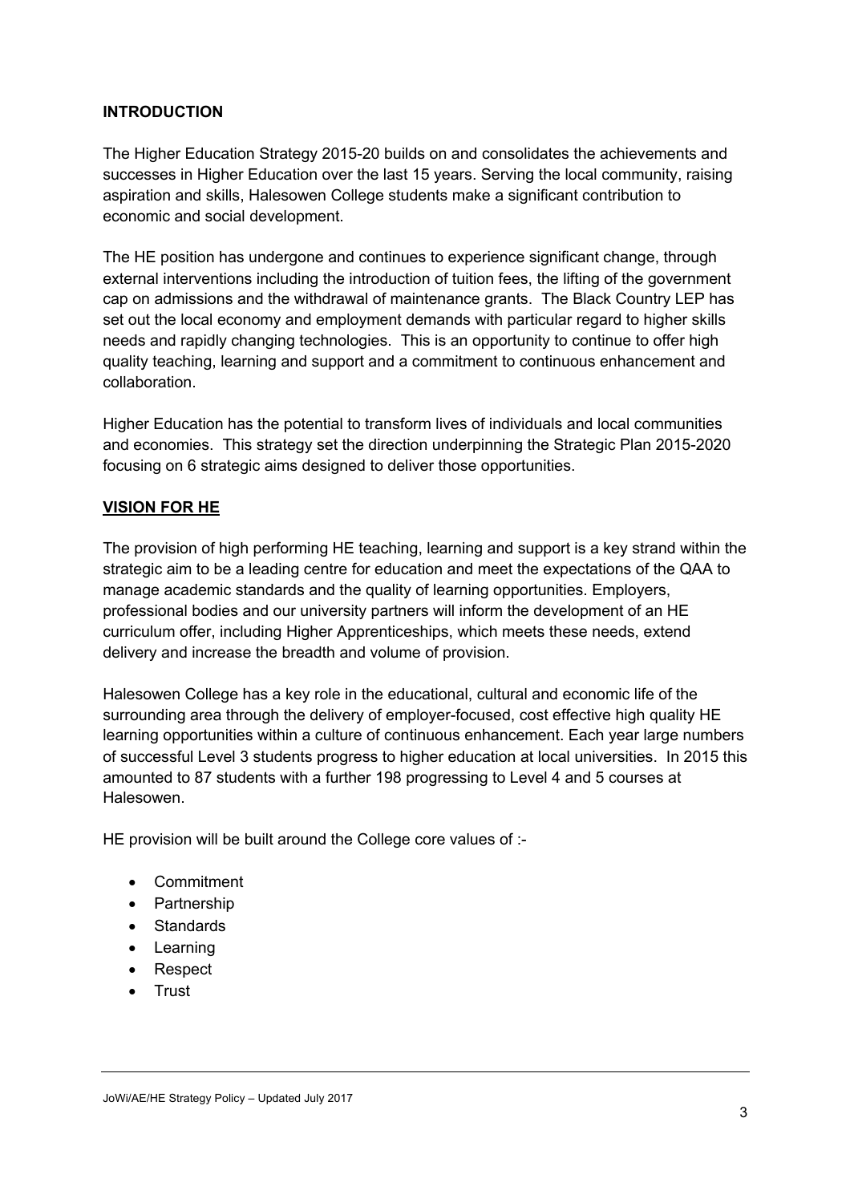## INTRODUCTION

The Higher Education Strategy 2015-20 builds on and consolidates the achievements and successes in Higher Education over the last 15 years. Serving the local community, raising aspiration and skills, Halesowen College students make a significant contribution to economic and social development.

The HE position has undergone and continues to experience significant change, through external interventions including the introduction of tuition fees, the lifting of the government cap on admissions and the withdrawal of maintenance grants. The Black Country LEP has set out the local economy and employment demands with particular regard to higher skills needs and rapidly changing technologies. This is an opportunity to continue to offer high quality teaching, learning and support and a commitment to continuous enhancement and collaboration.

Higher Education has the potential to transform lives of individuals and local communities and economies. This strategy set the direction underpinning the Strategic Plan 2015-2020 focusing on 6 strategic aims designed to deliver those opportunities.

## VISION FOR HE

The provision of high performing HE teaching, learning and support is a key strand within the strategic aim to be a leading centre for education and meet the expectations of the QAA to manage academic standards and the quality of learning opportunities. Employers, professional bodies and our university partners will inform the development of an HE curriculum offer, including Higher Apprenticeships, which meets these needs, extend delivery and increase the breadth and volume of provision.

Halesowen College has a key role in the educational, cultural and economic life of the surrounding area through the delivery of employer-focused, cost effective high quality HE learning opportunities within a culture of continuous enhancement. Each year large numbers of successful Level 3 students progress to higher education at local universities. In 2015 this amounted to 87 students with a further 198 progressing to Level 4 and 5 courses at Halesowen.

HE provision will be built around the College core values of :-

- Commitment
- Partnership
- Standards
- Learning
- Respect
- Trust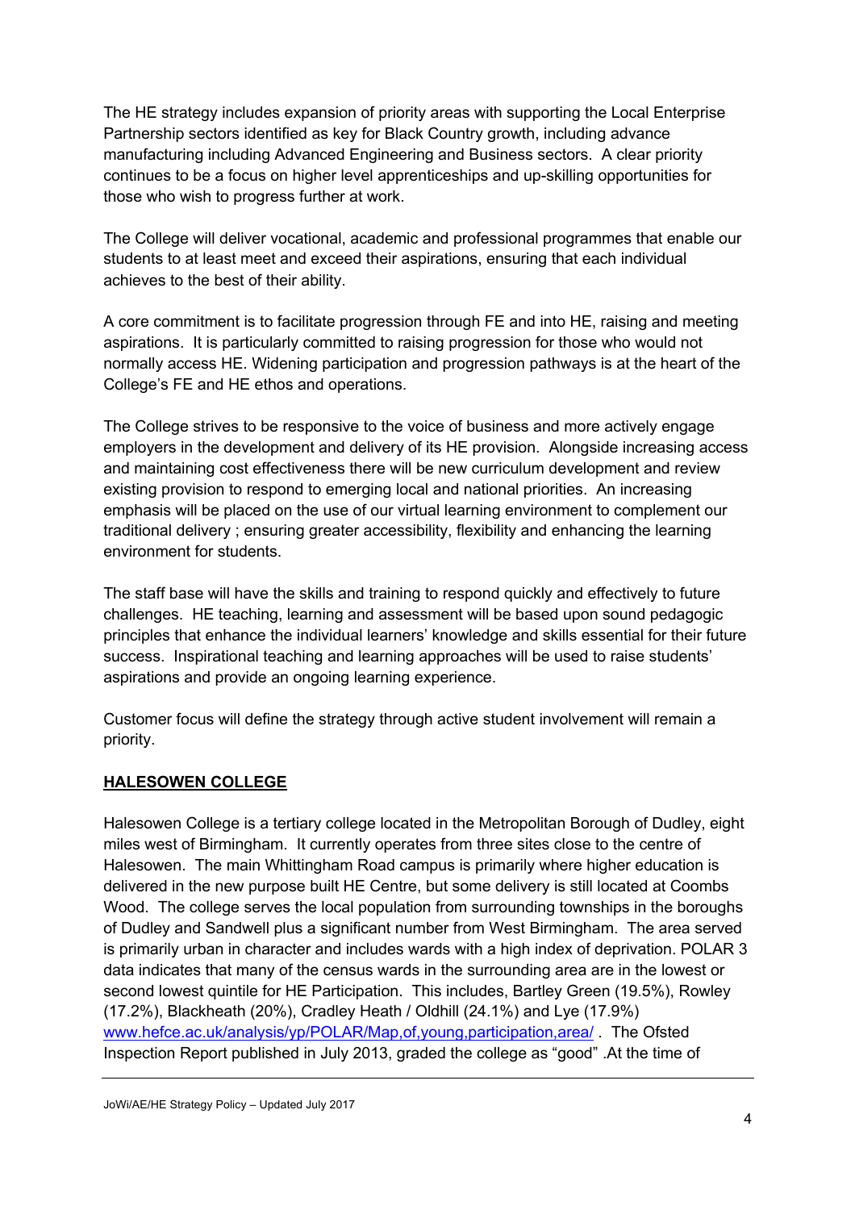The HE strategy includes expansion of priority areas with supporting the Local Enterprise Partnership sectors identified as key for Black Country growth, including advance manufacturing including Advanced Engineering and Business sectors.  A clear priority continues to be a focus on higher level apprenticeships and up-skilling opportunities for those who wish to progress further at work.

The College will deliver vocational, academic and professional programmes that enable our students to at least meet and exceed their aspirations, ensuring that each individual achieves to the best of their ability.

A core commitment is to facilitate progression through FE and into HE, raising and meeting aspirations.  It is particularly committed to raising progression for those who would not normally access HE. Widening participation and progression pathways is at the heart of the College's FE and HE ethos and operations.

The College strives to be responsive to the voice of business and more actively engage employers in the development and delivery of its HE provision.  Alongside increasing access and maintaining cost effectiveness there will be new curriculum development and review existing provision to respond to emerging local and national priorities.  An increasing emphasis will be placed on the use of our virtual learning environment to complement our traditional delivery ; ensuring greater accessibility, flexibility and enhancing the learning environment for students.

The staff base will have the skills and training to respond quickly and effectively to future challenges.  HE teaching, learning and assessment will be based upon sound pedagogic principles that enhance the individual learners' knowledge and skills essential for their future success.  Inspirational teaching and learning approaches will be used to raise students' aspirations and provide an ongoing learning experience.

Customer focus will define the strategy through active student involvement will remain a priority.

**HALESOWEN COLLEGE**

Halesowen College is a tertiary college located in the Metropolitan Borough of Dudley, eight miles west of Birmingham.  It currently operates from three sites close to the centre of Halesowen.  The main Whittingham Road campus is primarily where higher education is delivered in the new purpose built HE Centre, but some delivery is still located at Coombs Wood.  The college serves the local population from surrounding townships in the boroughs of Dudley and Sandwell plus a significant number from West Birmingham.  The area served is primarily urban in character and includes wards with a high index of deprivation. POLAR 3 data indicates that many of the census wards in the surrounding area are in the lowest or second lowest quintile for HE Participation.  This includes, Bartley Green (19.5%), Rowley (17.2%), Blackheath (20%), Cradley Heath / Oldhill (24.1%) and Lye (17.9%) www.hefce.ac.uk/analysis/yp/POLAR/Map,of,young,participation,area/ .  The Ofsted Inspection Report published in July 2013, graded the college as "good" .At the time of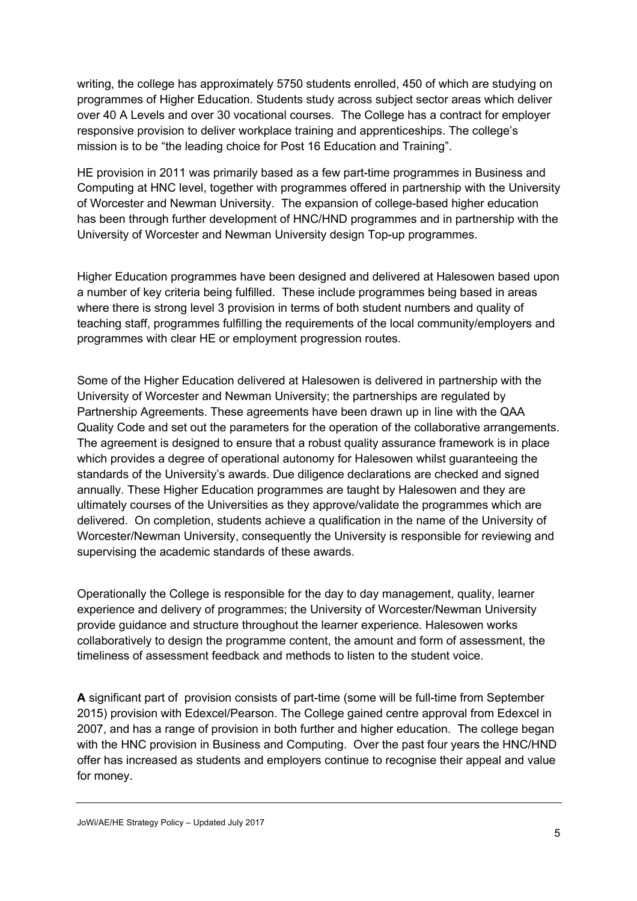writing, the college has approximately 5750 students enrolled, 450 of which are studying on programmes of Higher Education. Students study across subject sector areas which deliver over 40 A Levels and over 30 vocational courses. The College has a contract for employer responsive provision to deliver workplace training and apprenticeships. The college's mission is to be "the leading choice for Post 16 Education and Training".

HE provision in 2011 was primarily based as a few part-time programmes in Business and Computing at HNC level, together with programmes offered in partnership with the University of Worcester and Newman University. The expansion of college-based higher education has been through further development of HNC/HND programmes and in partnership with the University of Worcester and Newman University design Top-up programmes.

Higher Education programmes have been designed and delivered at Halesowen based upon a number of key criteria being fulfilled. These include programmes being based in areas where there is strong level 3 provision in terms of both student numbers and quality of teaching staff, programmes fulfilling the requirements of the local community/employers and programmes with clear HE or employment progression routes.

Some of the Higher Education delivered at Halesowen is delivered in partnership with the University of Worcester and Newman University; the partnerships are regulated by Partnership Agreements. These agreements have been drawn up in line with the QAA Quality Code and set out the parameters for the operation of the collaborative arrangements. The agreement is designed to ensure that a robust quality assurance framework is in place which provides a degree of operational autonomy for Halesowen whilst guaranteeing the standards of the University's awards. Due diligence declarations are checked and signed annually. These Higher Education programmes are taught by Halesowen and they are ultimately courses of the Universities as they approve/validate the programmes which are delivered. On completion, students achieve a qualification in the name of the University of Worcester/Newman University, consequently the University is responsible for reviewing and supervising the academic standards of these awards.

Operationally the College is responsible for the day to day management, quality, learner experience and delivery of programmes; the University of Worcester/Newman University provide guidance and structure throughout the learner experience. Halesowen works collaboratively to design the programme content, the amount and form of assessment, the timeliness of assessment feedback and methods to listen to the student voice.

**A** significant part of provision consists of part-time (some will be full-time from September 2015) provision with Edexcel/Pearson. The College gained centre approval from Edexcel in 2007, and has a range of provision in both further and higher education. The college began with the HNC provision in Business and Computing. Over the past four years the HNC/HND offer has increased as students and employers continue to recognise their appeal and value for money.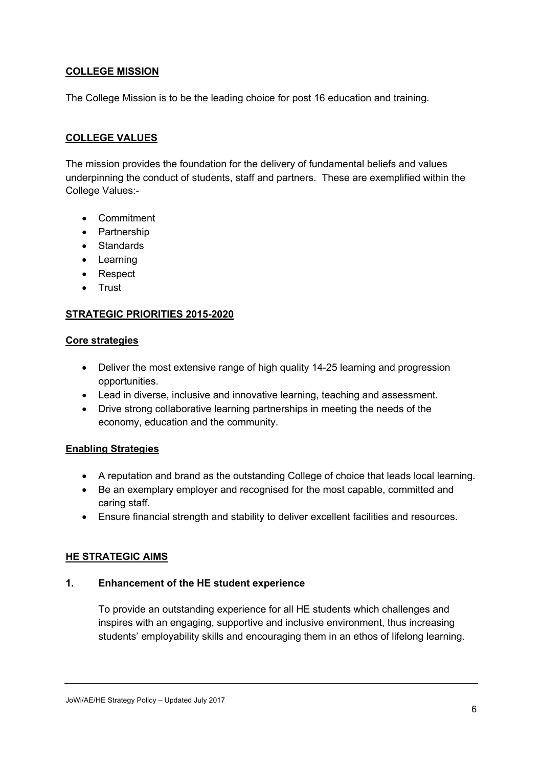## COLLEGE MISSION

The College Mission is to be the leading choice for post 16 education and training.

## COLLEGE VALUES

The mission provides the foundation for the delivery of fundamental beliefs and values underpinning the conduct of students, staff and partners. These are exemplified within the College Values:-

- Commitment
- Partnership
- Standards
- Learning
- Respect
- Trust

## STRATEGIC PRIORITIES 2015-2020

### Core strategies

- Deliver the most extensive range of high quality 14-25 learning and progression opportunities.
- Lead in diverse, inclusive and innovative learning, teaching and assessment.
- Drive strong collaborative learning partnerships in meeting the needs of the economy, education and the community.

### Enabling Strategies

- A reputation and brand as the outstanding College of choice that leads local learning.
- Be an exemplary employer and recognised for the most capable, committed and caring staff.
- Ensure financial strength and stability to deliver excellent facilities and resources.

## HE STRATEGIC AIMS

### 1. Enhancement of the HE student experience

To provide an outstanding experience for all HE students which challenges and inspires with an engaging, supportive and inclusive environment, thus increasing students' employability skills and encouraging them in an ethos of lifelong learning.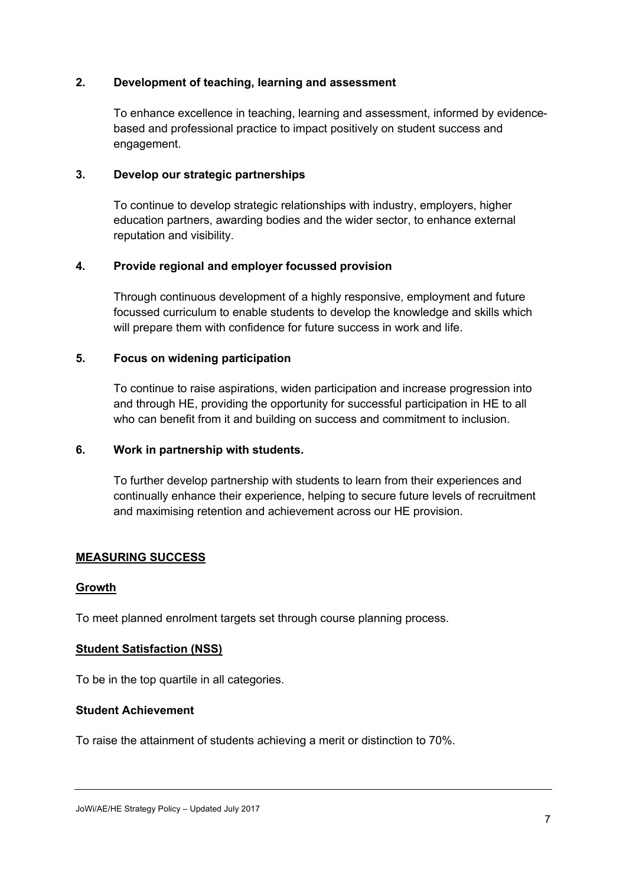**2. Development of teaching, learning and assessment**

To enhance excellence in teaching, learning and assessment, informed by evidence-based and professional practice to impact positively on student success and engagement.

**3. Develop our strategic partnerships**

To continue to develop strategic relationships with industry, employers, higher education partners, awarding bodies and the wider sector, to enhance external reputation and visibility.

**4. Provide regional and employer focussed provision**

Through continuous development of a highly responsive, employment and future focussed curriculum to enable students to develop the knowledge and skills which will prepare them with confidence for future success in work and life.

**5. Focus on widening participation**

To continue to raise aspirations, widen participation and increase progression into and through HE, providing the opportunity for successful participation in HE to all who can benefit from it and building on success and commitment to inclusion.

**6. Work in partnership with students.**

To further develop partnership with students to learn from their experiences and continually enhance their experience, helping to secure future levels of recruitment and maximising retention and achievement across our HE provision.

## MEASURING SUCCESS

### Growth

To meet planned enrolment targets set through course planning process.

### Student Satisfaction (NSS)

To be in the top quartile in all categories.

### Student Achievement

To raise the attainment of students achieving a merit or distinction to 70%.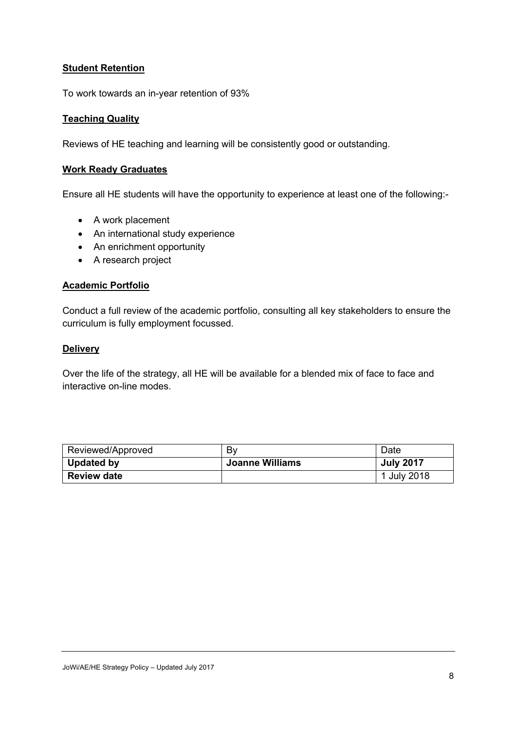**Student Retention**

To work towards an in-year retention of 93%

**Teaching Quality**

Reviews of HE teaching and learning will be consistently good or outstanding.

**Work Ready Graduates**

Ensure all HE students will have the opportunity to experience at least one of the following:-

- A work placement
- An international study experience
- An enrichment opportunity
- A research project

**Academic Portfolio**

Conduct a full review of the academic portfolio, consulting all key stakeholders to ensure the curriculum is fully employment focussed.

**Delivery**

Over the life of the strategy, all HE will be available for a blended mix of face to face and interactive on-line modes.

| Reviewed/Approved | By | Date |
|---|---|---|
| **Updated by** | **Joanne Williams** | **July 2017** |
| **Review date** | | 1 July 2018 |